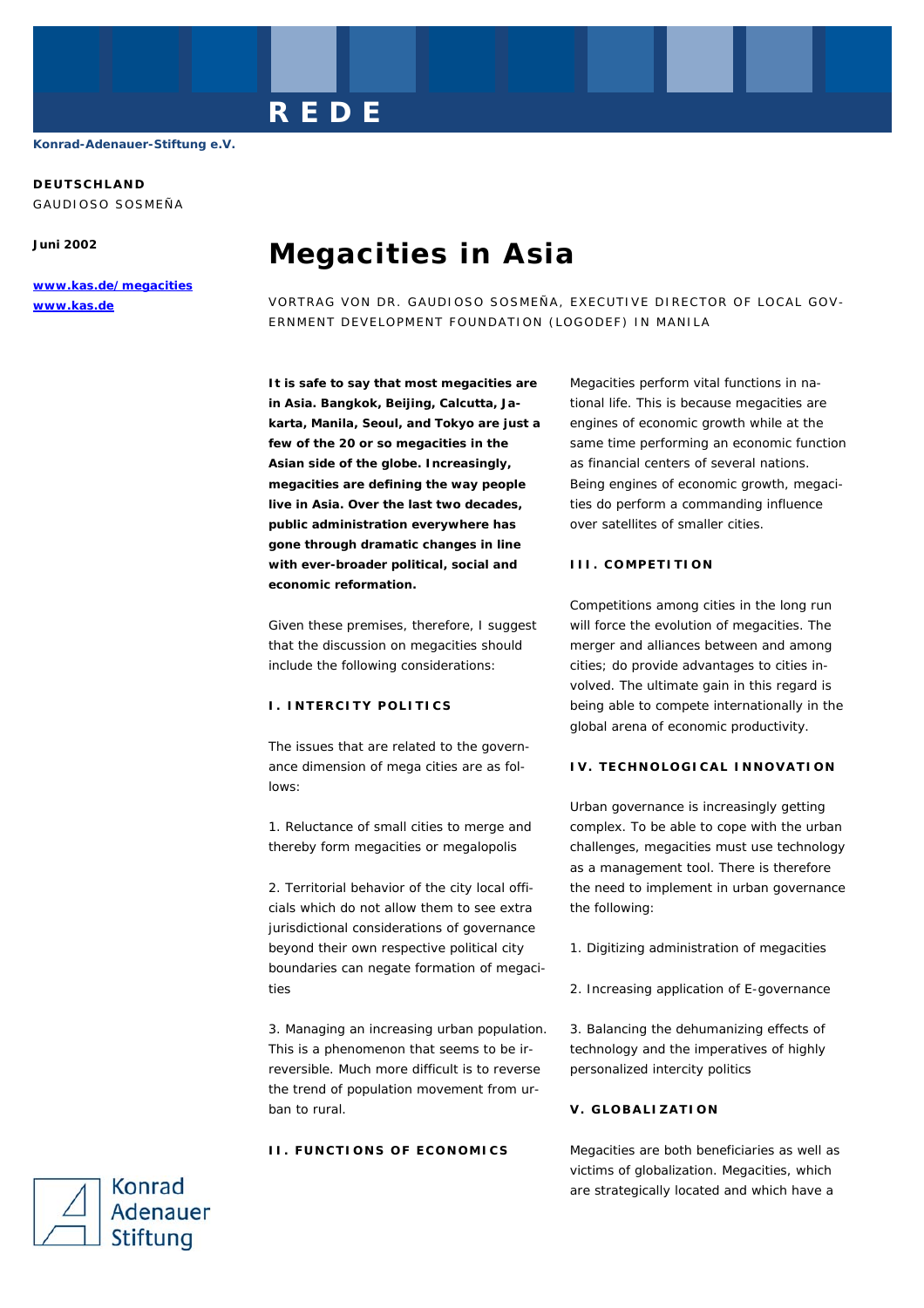**REDE**

Konrad-Adenauer-Stiftung e.V.

**DEUTSCHLAND**
GAUDIOSO SOSMEÑA

**Juni 2002**

www.kas.de/megacities
www.kas.de

# Megacities in Asia

VORTRAG VON DR. GAUDIOSO SOSMEÑA, EXECUTIVE DIRECTOR OF LOCAL GOVERNMENT DEVELOPMENT FOUNDATION (LOGODEF) IN MANILA

**It is safe to say that most megacities are in Asia. Bangkok, Beijing, Calcutta, Jakarta, Manila, Seoul, and Tokyo are just a few of the 20 or so megacities in the Asian side of the globe. Increasingly, megacities are defining the way people live in Asia. Over the last two decades, public administration everywhere has gone through dramatic changes in line with ever-broader political, social and economic reformation.**

Given these premises, therefore, I suggest that the discussion on megacities should include the following considerations:

## I. INTERCITY POLITICS

The issues that are related to the governance dimension of mega cities are as follows:

1. Reluctance of small cities to merge and thereby form megacities or megalopolis

2. Territorial behavior of the city local officials which do not allow them to see extra jurisdictional considerations of governance beyond their own respective political city boundaries can negate formation of megacities

3. Managing an increasing urban population. This is a phenomenon that seems to be irreversible. Much more difficult is to reverse the trend of population movement from urban to rural.

## II. FUNCTIONS OF ECONOMICS

Megacities perform vital functions in national life. This is because megacities are engines of economic growth while at the same time performing an economic function as financial centers of several nations. Being engines of economic growth, megacities do perform a commanding influence over satellites of smaller cities.

## III. COMPETITION

Competitions among cities in the long run will force the evolution of megacities. The merger and alliances between and among cities; do provide advantages to cities involved. The ultimate gain in this regard is being able to compete internationally in the global arena of economic productivity.

## IV. TECHNOLOGICAL INNOVATION

Urban governance is increasingly getting complex. To be able to cope with the urban challenges, megacities must use technology as a management tool. There is therefore the need to implement in urban governance the following:

1. Digitizing administration of megacities

2. Increasing application of E-governance

3. Balancing the dehumanizing effects of technology and the imperatives of highly personalized intercity politics

## V. GLOBALIZATION

Megacities are both beneficiaries as well as victims of globalization. Megacities, which are strategically located and which have a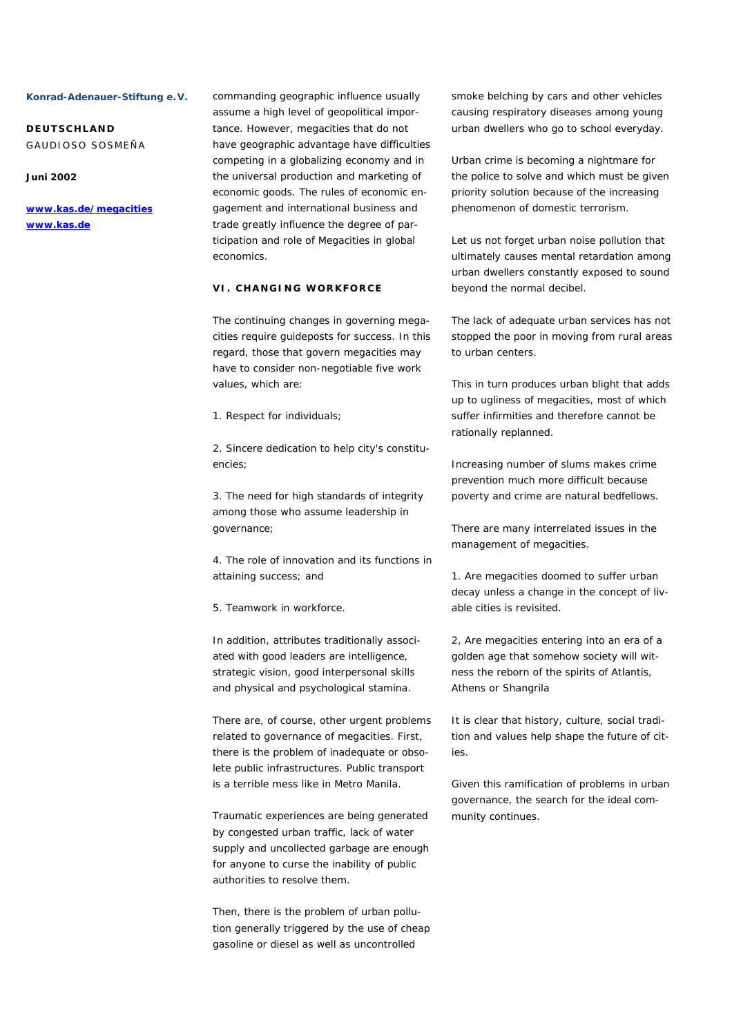Konrad-Adenauer-Stiftung e.V.

**DEUTSCHLAND**
GAUDIOSO SOSMEÑA

**Juni 2002**

[www.kas.de/megacities](www.kas.de/megacities)
[www.kas.de](www.kas.de)

commanding geographic influence usually assume a high level of geopolitical importance. However, megacities that do not have geographic advantage have difficulties competing in a globalizing economy and in the universal production and marketing of economic goods. The rules of economic engagement and international business and trade greatly influence the degree of participation and role of Megacities in global economics.

## VI. CHANGING WORKFORCE

The continuing changes in governing megacities require guideposts for success. In this regard, those that govern megacities may have to consider non-negotiable five work values, which are:

1. Respect for individuals;

2. Sincere dedication to help city's constituencies;

3. The need for high standards of integrity among those who assume leadership in governance;

4. The role of innovation and its functions in attaining success; and

5. Teamwork in workforce.

In addition, attributes traditionally associated with good leaders are intelligence, strategic vision, good interpersonal skills and physical and psychological stamina.

There are, of course, other urgent problems related to governance of megacities. First, there is the problem of inadequate or obsolete public infrastructures. Public transport is a terrible mess like in Metro Manila.

Traumatic experiences are being generated by congested urban traffic, lack of water supply and uncollected garbage are enough for anyone to curse the inability of public authorities to resolve them.

Then, there is the problem of urban pollution generally triggered by the use of cheap gasoline or diesel as well as uncontrolled smoke belching by cars and other vehicles causing respiratory diseases among young urban dwellers who go to school everyday.

Urban crime is becoming a nightmare for the police to solve and which must be given priority solution because of the increasing phenomenon of domestic terrorism.

Let us not forget urban noise pollution that ultimately causes mental retardation among urban dwellers constantly exposed to sound beyond the normal decibel.

The lack of adequate urban services has not stopped the poor in moving from rural areas to urban centers.

This in turn produces urban blight that adds up to ugliness of megacities, most of which suffer infirmities and therefore cannot be rationally replanned.

Increasing number of slums makes crime prevention much more difficult because poverty and crime are natural bedfellows.

There are many interrelated issues in the management of megacities.

1. Are megacities doomed to suffer urban decay unless a change in the concept of livable cities is revisited.

2, Are megacities entering into an era of a golden age that somehow society will witness the reborn of the spirits of Atlantis, Athens or Shangrila

It is clear that history, culture, social tradition and values help shape the future of cities.

Given this ramification of problems in urban governance, the search for the ideal community continues.